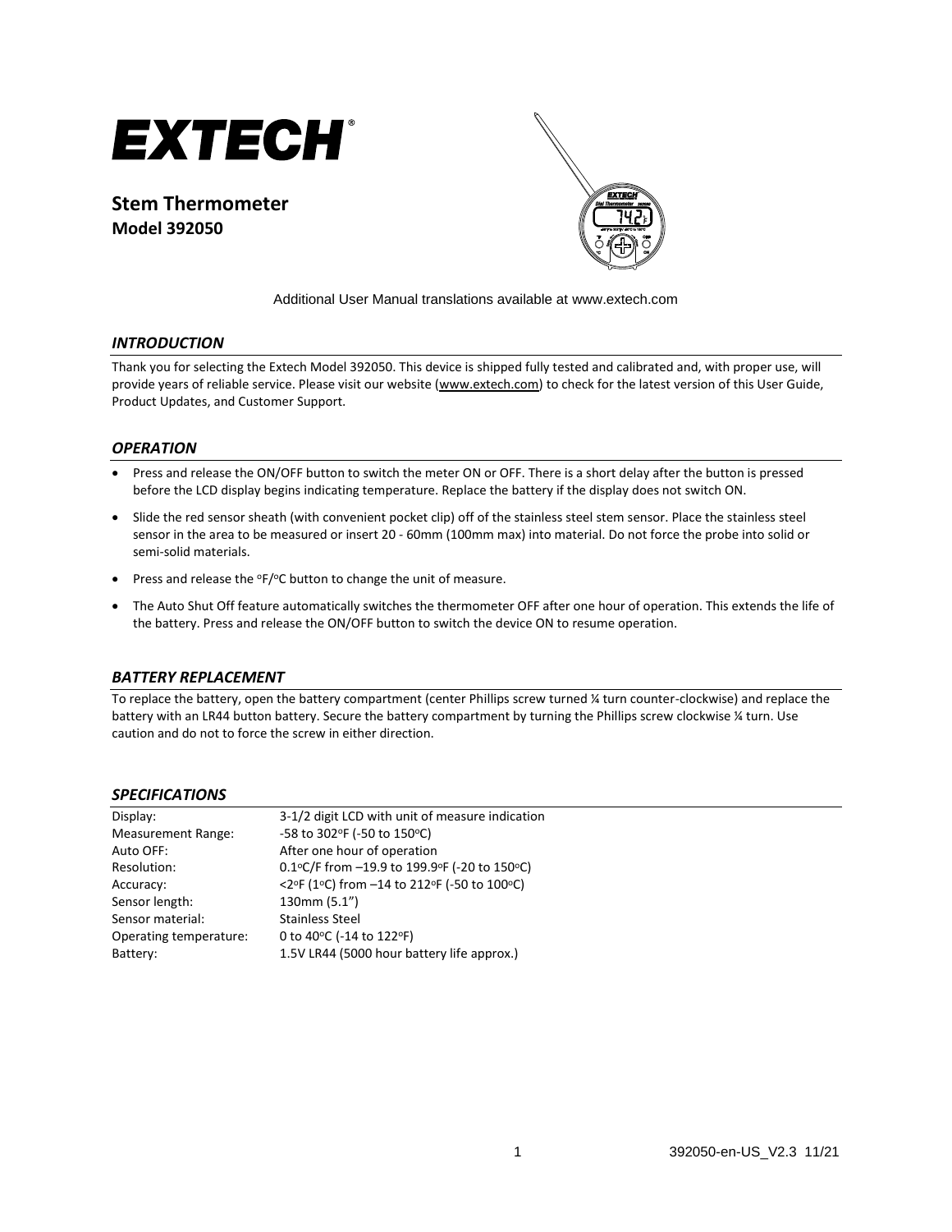# EXTECH®

## Stem Thermometer
**Model 392050**

Additional User Manual translations available at www.extech.com

### *INTRODUCTION*

Thank you for selecting the Extech Model 392050. This device is shipped fully tested and calibrated and, with proper use, will provide years of reliable service. Please visit our website (www.extech.com) to check for the latest version of this User Guide, Product Updates, and Customer Support.

### *OPERATION*

- Press and release the ON/OFF button to switch the meter ON or OFF. There is a short delay after the button is pressed before the LCD display begins indicating temperature. Replace the battery if the display does not switch ON.
- Slide the red sensor sheath (with convenient pocket clip) off of the stainless steel stem sensor. Place the stainless steel sensor in the area to be measured or insert 20 - 60mm (100mm max) into material. Do not force the probe into solid or semi-solid materials.
- Press and release the °F/°C button to change the unit of measure.
- The Auto Shut Off feature automatically switches the thermometer OFF after one hour of operation. This extends the life of the battery. Press and release the ON/OFF button to switch the device ON to resume operation.

### *BATTERY REPLACEMENT*

To replace the battery, open the battery compartment (center Phillips screw turned ¼ turn counter-clockwise) and replace the battery with an LR44 button battery. Secure the battery compartment by turning the Phillips screw clockwise ¼ turn. Use caution and do not to force the screw in either direction.

### *SPECIFICATIONS*

| | |
|---|---|
| Display: | 3-1/2 digit LCD with unit of measure indication |
| Measurement Range: | -58 to 302°F (-50 to 150°C) |
| Auto OFF: | After one hour of operation |
| Resolution: | 0.1°C/F from –19.9 to 199.9°F (-20 to 150°C) |
| Accuracy: | <2°F (1°C) from –14 to 212°F (-50 to 100°C) |
| Sensor length: | 130mm (5.1") |
| Sensor material: | Stainless Steel |
| Operating temperature: | 0 to 40°C (-14 to 122°F) |
| Battery: | 1.5V LR44 (5000 hour battery life approx.) |

392050-en-US_V2.3 11/21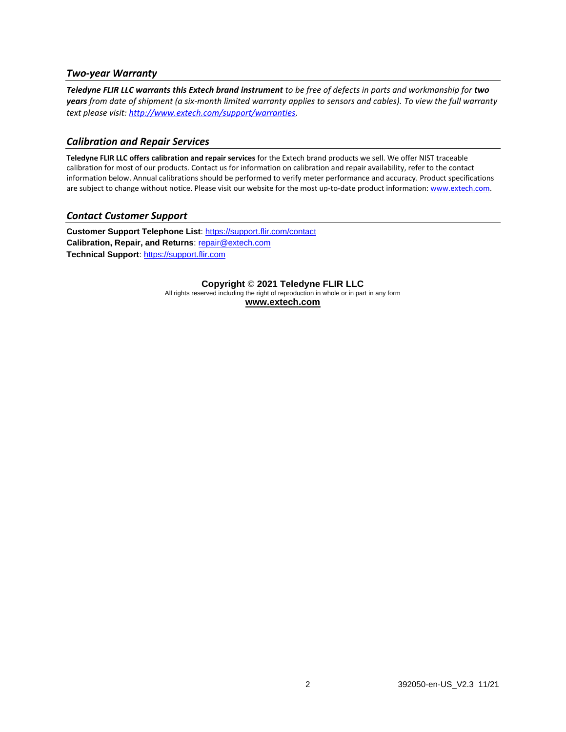## *Two-year Warranty*

***Teledyne FLIR LLC warrants this Extech brand instrument** to be free of defects in parts and workmanship for **two years** from date of shipment (a six-month limited warranty applies to sensors and cables). To view the full warranty text please visit: [http://www.extech.com/support/warranties](http://www.extech.com/support/warranties).*

## *Calibration and Repair Services*

**Teledyne FLIR LLC offers calibration and repair services** for the Extech brand products we sell. We offer NIST traceable calibration for most of our products. Contact us for information on calibration and repair availability, refer to the contact information below. Annual calibrations should be performed to verify meter performance and accuracy. Product specifications are subject to change without notice. Please visit our website for the most up-to-date product information: [www.extech.com](http://www.extech.com).

## *Contact Customer Support*

**Customer Support Telephone List**: [https://support.flir.com/contact](https://support.flir.com/contact)
**Calibration, Repair, and Returns**: [repair@extech.com](mailto:repair@extech.com)
**Technical Support**: [https://support.flir.com](https://support.flir.com)

**Copyright © 2021 Teledyne FLIR LLC**
All rights reserved including the right of reproduction in whole or in part in any form
**[www.extech.com](http://www.extech.com)**

392050-en-US_V2.3 11/21